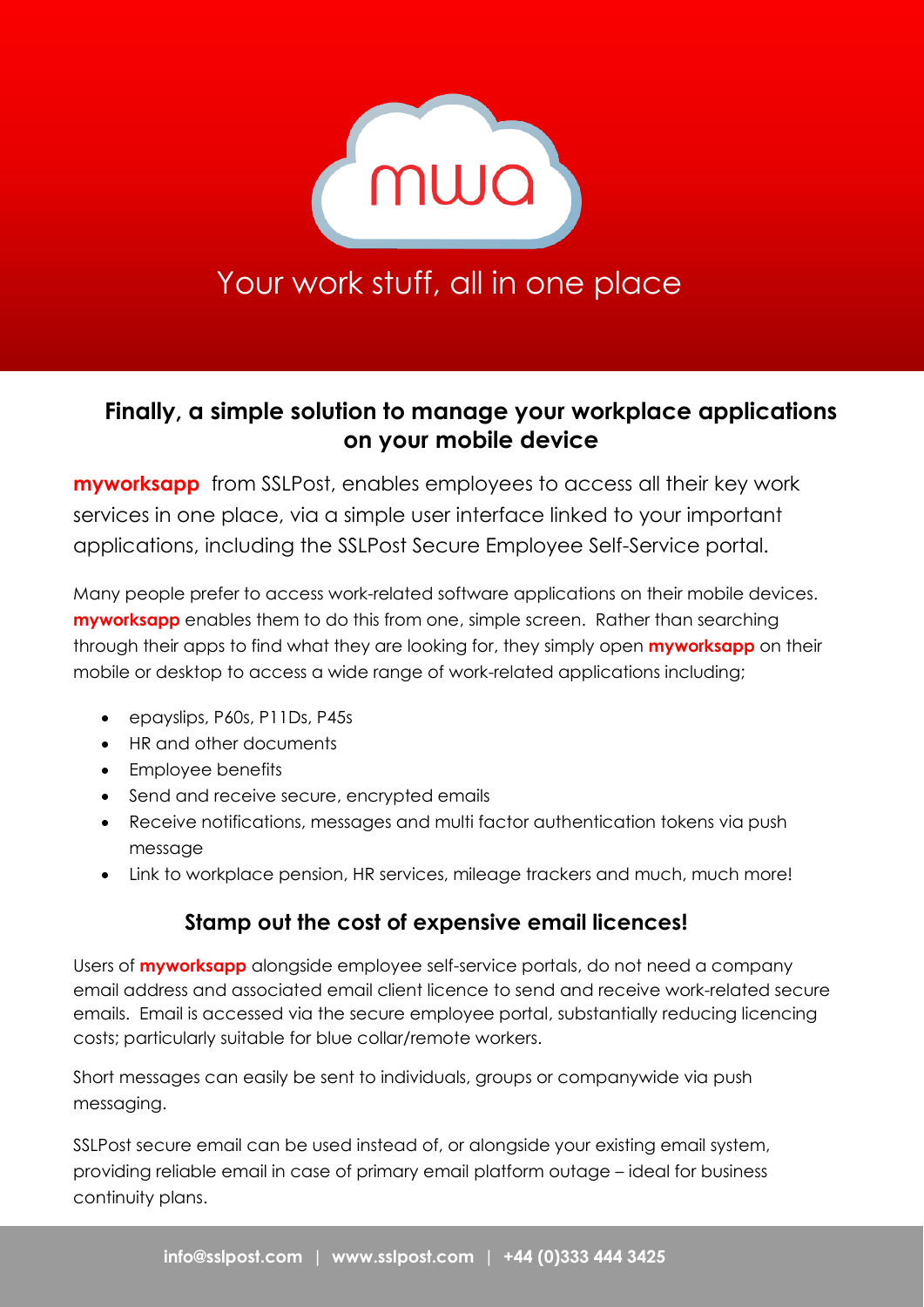mwa

# Your work stuff, all in one place

## Finally, a simple solution to manage your workplace applications on your mobile device

**myworksapp** from SSLPost, enables employees to access all their key work services in one place, via a simple user interface linked to your important applications, including the SSLPost Secure Employee Self-Service portal.

Many people prefer to access work-related software applications on their mobile devices. **myworksapp** enables them to do this from one, simple screen. Rather than searching through their apps to find what they are looking for, they simply open **myworksapp** on their mobile or desktop to access a wide range of work-related applications including;

- epayslips, P60s, P11Ds, P45s
- HR and other documents
- Employee benefits
- Send and receive secure, encrypted emails
- Receive notifications, messages and multi factor authentication tokens via push message
- Link to workplace pension, HR services, mileage trackers and much, much more!

## Stamp out the cost of expensive email licences!

Users of **myworksapp** alongside employee self-service portals, do not need a company email address and associated email client licence to send and receive work-related secure emails. Email is accessed via the secure employee portal, substantially reducing licencing costs; particularly suitable for blue collar/remote workers.

Short messages can easily be sent to individuals, groups or companywide via push messaging.

SSLPost secure email can be used instead of, or alongside your existing email system, providing reliable email in case of primary email platform outage – ideal for business continuity plans.

**info@sslpost.com | www.sslpost.com | +44 (0)333 444 3425**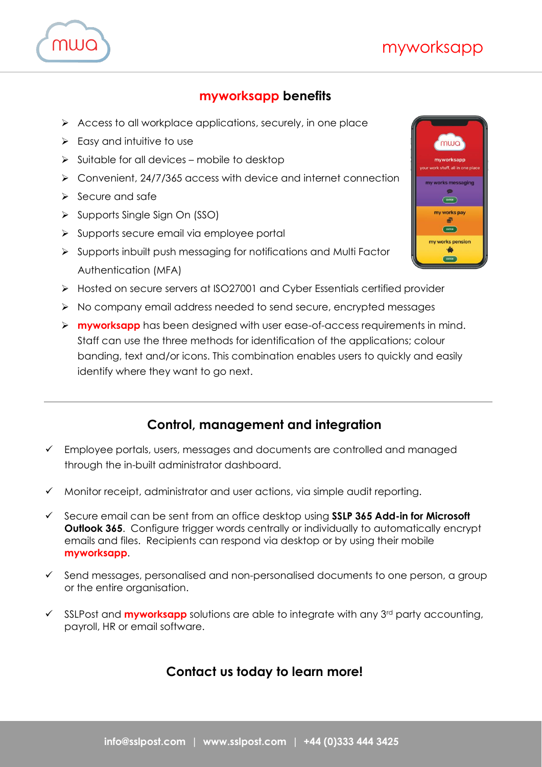## **myworksapp** benefits

- Access to all workplace applications, securely, in one place
- Easy and intuitive to use
- Suitable for all devices – mobile to desktop
- Convenient, 24/7/365 access with device and internet connection
- Secure and safe
- Supports Single Sign On (SSO)
- Supports secure email via employee portal
- Supports inbuilt push messaging for notifications and Multi Factor Authentication (MFA)
- Hosted on secure servers at ISO27001 and Cyber Essentials certified provider
- No company email address needed to send secure, encrypted messages
- **myworksapp** has been designed with user ease-of-access requirements in mind. Staff can use the three methods for identification of the applications; colour banding, text and/or icons. This combination enables users to quickly and easily identify where they want to go next.

---

## Control, management and integration

- ✓ Employee portals, users, messages and documents are controlled and managed through the in-built administrator dashboard.
- ✓ Monitor receipt, administrator and user actions, via simple audit reporting.
- ✓ Secure email can be sent from an office desktop using **SSLP 365 Add-in for Microsoft Outlook 365**. Configure trigger words centrally or individually to automatically encrypt emails and files. Recipients can respond via desktop or by using their mobile **myworksapp**.
- ✓ Send messages, personalised and non-personalised documents to one person, a group or the entire organisation.
- ✓ SSLPost and **myworksapp** solutions are able to integrate with any 3rd party accounting, payroll, HR or email software.

## Contact us today to learn more!

**info@sslpost.com | www.sslpost.com | +44 (0)333 444 3425**